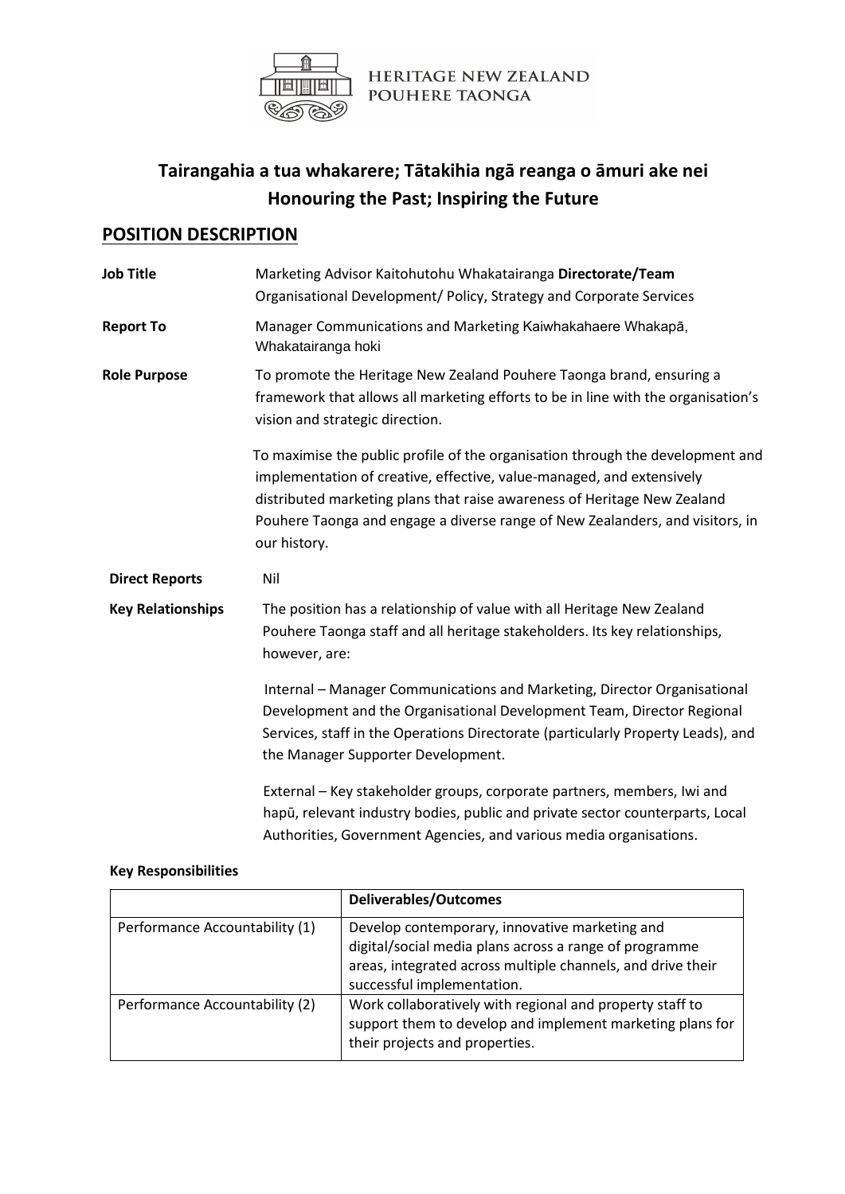HERITAGE NEW ZEALAND
POUHERE TAONGA

# Tairangahia a tua whakarere; Tātakihia ngā reanga o āmuri ake nei
# Honouring the Past; Inspiring the Future

## POSITION DESCRIPTION

**Job Title** Marketing Advisor Kaitohutohu Whakatairanga **Directorate/Team** Organisational Development/ Policy, Strategy and Corporate Services

**Report To** Manager Communications and Marketing Kaiwhakahaere Whakapā, Whakatairanga hoki

**Role Purpose** To promote the Heritage New Zealand Pouhere Taonga brand, ensuring a framework that allows all marketing efforts to be in line with the organisation's vision and strategic direction.

To maximise the public profile of the organisation through the development and implementation of creative, effective, value-managed, and extensively distributed marketing plans that raise awareness of Heritage New Zealand Pouhere Taonga and engage a diverse range of New Zealanders, and visitors, in our history.

**Direct Reports** Nil

**Key Relationships** The position has a relationship of value with all Heritage New Zealand Pouhere Taonga staff and all heritage stakeholders. Its key relationships, however, are:

Internal – Manager Communications and Marketing, Director Organisational Development and the Organisational Development Team, Director Regional Services, staff in the Operations Directorate (particularly Property Leads), and the Manager Supporter Development.

External – Key stakeholder groups, corporate partners, members, Iwi and hapū, relevant industry bodies, public and private sector counterparts, Local Authorities, Government Agencies, and various media organisations.

**Key Responsibilities**

| | **Deliverables/Outcomes** |
|---|---|
| Performance Accountability (1) | Develop contemporary, innovative marketing and digital/social media plans across a range of programme areas, integrated across multiple channels, and drive their successful implementation. |
| Performance Accountability (2) | Work collaboratively with regional and property staff to support them to develop and implement marketing plans for their projects and properties. |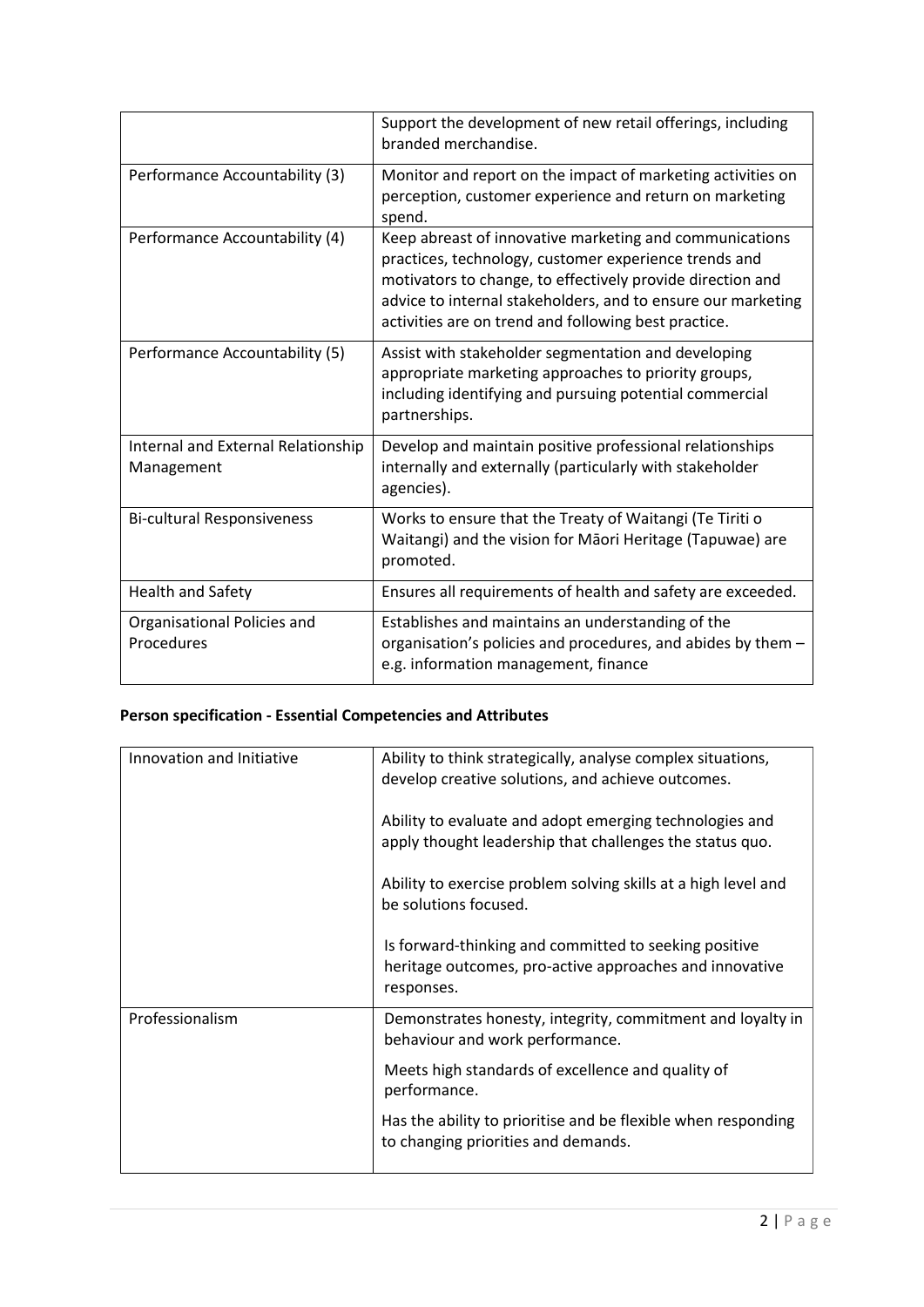| | |
|---|---|
| | Support the development of new retail offerings, including branded merchandise. |
| Performance Accountability (3) | Monitor and report on the impact of marketing activities on perception, customer experience and return on marketing spend. |
| Performance Accountability (4) | Keep abreast of innovative marketing and communications practices, technology, customer experience trends and motivators to change, to effectively provide direction and advice to internal stakeholders, and to ensure our marketing activities are on trend and following best practice. |
| Performance Accountability (5) | Assist with stakeholder segmentation and developing appropriate marketing approaches to priority groups, including identifying and pursuing potential commercial partnerships. |
| Internal and External Relationship Management | Develop and maintain positive professional relationships internally and externally (particularly with stakeholder agencies). |
| Bi-cultural Responsiveness | Works to ensure that the Treaty of Waitangi (Te Tiriti o Waitangi) and the vision for Māori Heritage (Tapuwae) are promoted. |
| Health and Safety | Ensures all requirements of health and safety are exceeded. |
| Organisational Policies and Procedures | Establishes and maintains an understanding of the organisation's policies and procedures, and abides by them – e.g. information management, finance |

**Person specification - Essential Competencies and Attributes**

| | |
|---|---|
| Innovation and Initiative | Ability to think strategically, analyse complex situations, develop creative solutions, and achieve outcomes.<br><br>Ability to evaluate and adopt emerging technologies and apply thought leadership that challenges the status quo.<br><br>Ability to exercise problem solving skills at a high level and be solutions focused.<br><br>Is forward-thinking and committed to seeking positive heritage outcomes, pro-active approaches and innovative responses. |
| Professionalism | Demonstrates honesty, integrity, commitment and loyalty in behaviour and work performance.<br><br>Meets high standards of excellence and quality of performance.<br><br>Has the ability to prioritise and be flexible when responding to changing priorities and demands. |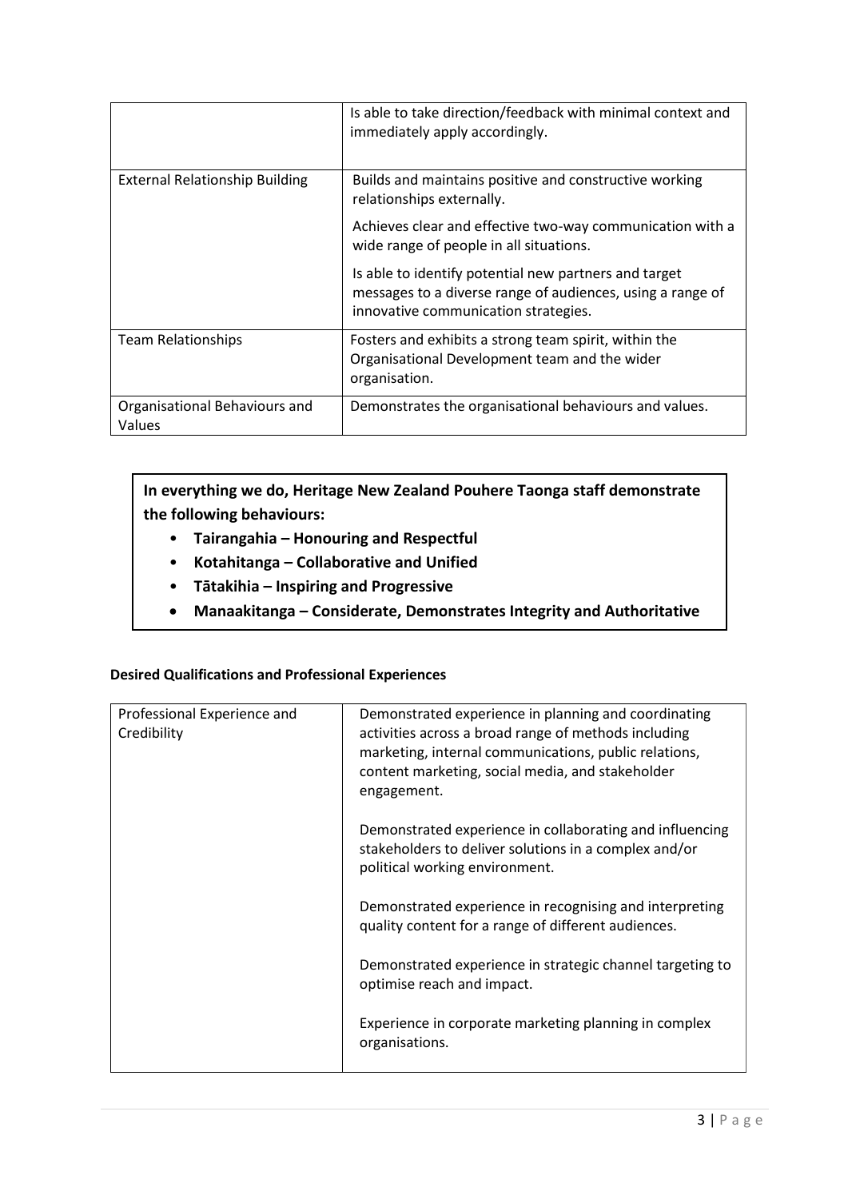| | |
|---|---|
| | Is able to take direction/feedback with minimal context and immediately apply accordingly. |
| External Relationship Building | Builds and maintains positive and constructive working relationships externally.<br><br>Achieves clear and effective two-way communication with a wide range of people in all situations.<br><br>Is able to identify potential new partners and target messages to a diverse range of audiences, using a range of innovative communication strategies. |
| Team Relationships | Fosters and exhibits a strong team spirit, within the Organisational Development team and the wider organisation. |
| Organisational Behaviours and Values | Demonstrates the organisational behaviours and values. |

**In everything we do, Heritage New Zealand Pouhere Taonga staff demonstrate the following behaviours:**

- **Tairangahia – Honouring and Respectful**
- **Kotahitanga – Collaborative and Unified**
- **Tātakihia – Inspiring and Progressive**
- **Manaakitanga – Considerate, Demonstrates Integrity and Authoritative**

#### Desired Qualifications and Professional Experiences

| | |
|---|---|
| Professional Experience and Credibility | Demonstrated experience in planning and coordinating activities across a broad range of methods including marketing, internal communications, public relations, content marketing, social media, and stakeholder engagement.<br><br>Demonstrated experience in collaborating and influencing stakeholders to deliver solutions in a complex and/or political working environment.<br><br>Demonstrated experience in recognising and interpreting quality content for a range of different audiences.<br><br>Demonstrated experience in strategic channel targeting to optimise reach and impact.<br><br>Experience in corporate marketing planning in complex organisations. |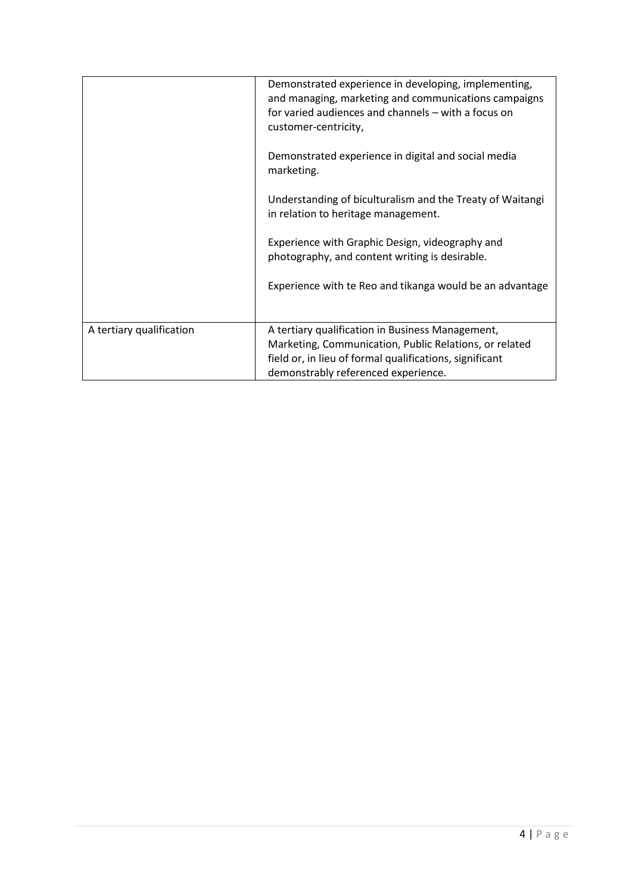| | |
|---|---|
| | Demonstrated experience in developing, implementing, and managing, marketing and communications campaigns for varied audiences and channels – with a focus on customer-centricity,<br><br>Demonstrated experience in digital and social media marketing.<br><br>Understanding of biculturalism and the Treaty of Waitangi in relation to heritage management.<br><br>Experience with Graphic Design, videography and photography, and content writing is desirable.<br><br>Experience with te Reo and tikanga would be an advantage |
| A tertiary qualification | A tertiary qualification in Business Management, Marketing, Communication, Public Relations, or related field or, in lieu of formal qualifications, significant demonstrably referenced experience. |